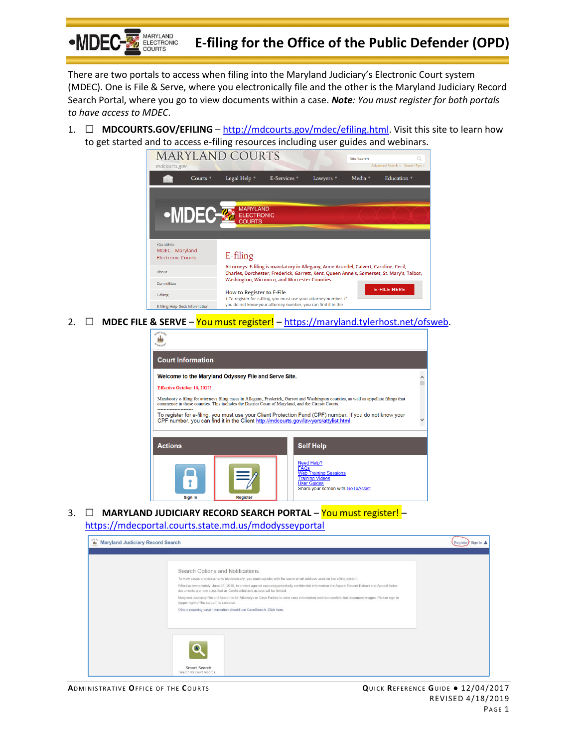# E-filing for the Office of the Public Defender (OPD)

There are two portals to access when filing into the Maryland Judiciary's Electronic Court system (MDEC). One is File & Serve, where you electronically file and the other is the Maryland Judiciary Record Search Portal, where you go to view documents within a case. ***Note**: You must register for both portals to have access to MDEC.*

1. ☐ **MDCOURTS.GOV/EFILING** – http://mdcourts.gov/mdec/efiling.html. Visit this site to learn how to get started and to access e-filing resources including user guides and webinars.

2. ☐ **MDEC FILE & SERVE** – You must register! – https://maryland.tylerhost.net/ofsweb.

3. ☐ **MARYLAND JUDICIARY RECORD SEARCH PORTAL** – You must register! – https://mdecportal.courts.state.md.us/mdodysseyportal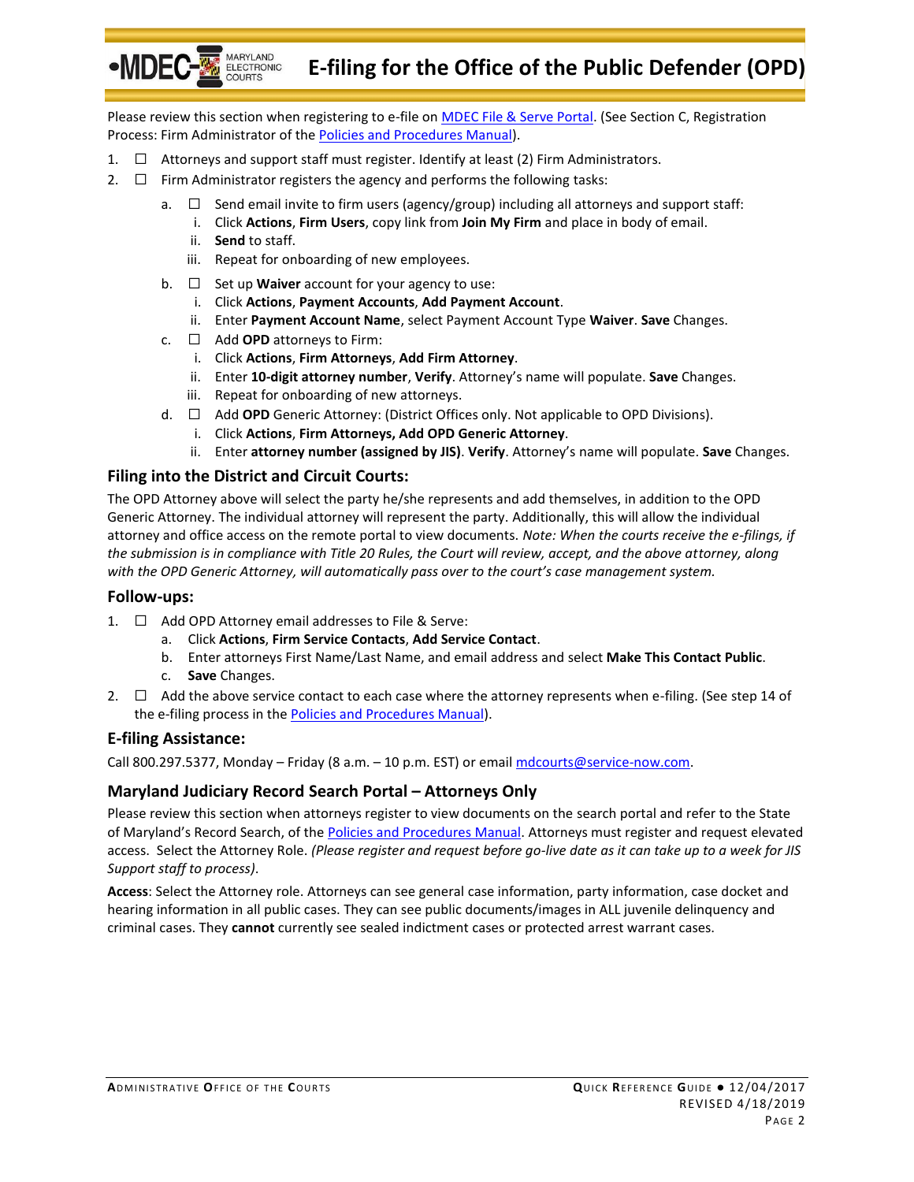# E-filing for the Office of the Public Defender (OPD)

Please review this section when registering to e-file on [MDEC File & Serve Portal](). (See Section C, Registration Process: Firm Administrator of the [Policies and Procedures Manual]()).

1. ☐ Attorneys and support staff must register. Identify at least (2) Firm Administrators.
2. ☐ Firm Administrator registers the agency and performs the following tasks:
   - a. ☐ Send email invite to firm users (agency/group) including all attorneys and support staff:
     - i. Click **Actions**, **Firm Users**, copy link from **Join My Firm** and place in body of email.
     - ii. **Send** to staff.
     - iii. Repeat for onboarding of new employees.
   - b. ☐ Set up **Waiver** account for your agency to use:
     - i. Click **Actions**, **Payment Accounts**, **Add Payment Account**.
     - ii. Enter **Payment Account Name**, select Payment Account Type **Waiver**. **Save** Changes.
   - c. ☐ Add **OPD** attorneys to Firm:
     - i. Click **Actions**, **Firm Attorneys**, **Add Firm Attorney**.
     - ii. Enter **10-digit attorney number**, **Verify**. Attorney's name will populate. **Save** Changes.
     - iii. Repeat for onboarding of new attorneys.
   - d. ☐ Add **OPD** Generic Attorney: (District Offices only. Not applicable to OPD Divisions).
     - i. Click **Actions**, **Firm Attorneys, Add OPD Generic Attorney**.
     - ii. Enter **attorney number (assigned by JIS)**. **Verify**. Attorney's name will populate. **Save** Changes.

## Filing into the District and Circuit Courts:

The OPD Attorney above will select the party he/she represents and add themselves, in addition to the OPD Generic Attorney. The individual attorney will represent the party. Additionally, this will allow the individual attorney and office access on the remote portal to view documents. *Note: When the courts receive the e-filings, if the submission is in compliance with Title 20 Rules, the Court will review, accept, and the above attorney, along with the OPD Generic Attorney, will automatically pass over to the court's case management system.*

## Follow-ups:

1. ☐ Add OPD Attorney email addresses to File & Serve:
   - a. Click **Actions**, **Firm Service Contacts**, **Add Service Contact**.
   - b. Enter attorneys First Name/Last Name, and email address and select **Make This Contact Public**.
   - c. **Save** Changes.
2. ☐ Add the above service contact to each case where the attorney represents when e-filing. (See step 14 of the e-filing process in the [Policies and Procedures Manual]()).

## E-filing Assistance:

Call 800.297.5377, Monday – Friday (8 a.m. – 10 p.m. EST) or email [mdcourts@service-now.com]().

## Maryland Judiciary Record Search Portal – Attorneys Only

Please review this section when attorneys register to view documents on the search portal and refer to the State of Maryland's Record Search, of the [Policies and Procedures Manual](). Attorneys must register and request elevated access. Select the Attorney Role. *(Please register and request before go-live date as it can take up to a week for JIS Support staff to process).*

**Access**: Select the Attorney role. Attorneys can see general case information, party information, case docket and hearing information in all public cases. They can see public documents/images in ALL juvenile delinquency and criminal cases. They **cannot** currently see sealed indictment cases or protected arrest warrant cases.